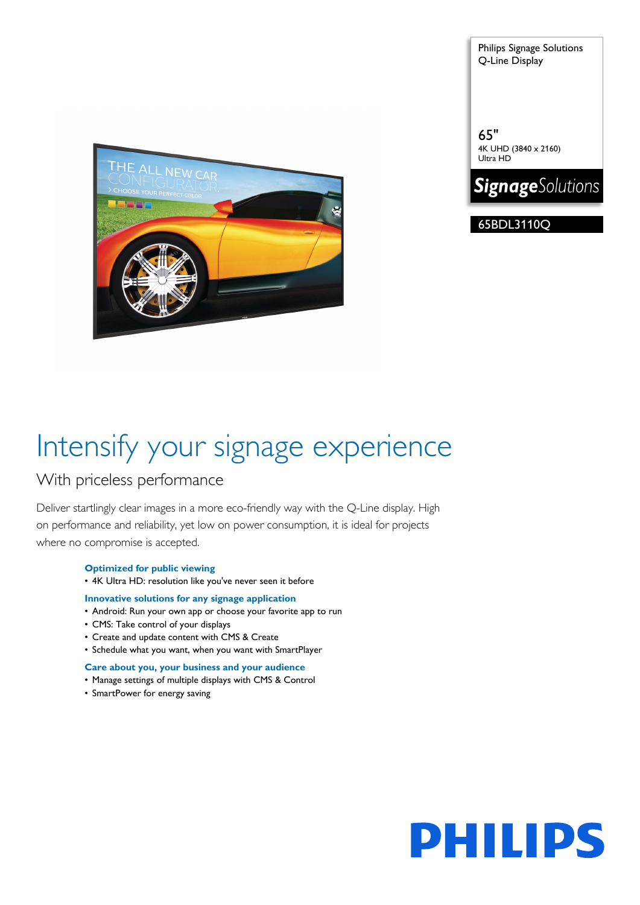Philips Signage Solutions
Q-Line Display

65"
4K UHD (3840 x 2160)
Ultra HD

**Signage**Solutions

65BDL3110Q

# Intensify your signage experience

## With priceless performance

Deliver startlingly clear images in a more eco-friendly way with the Q-Line display. High on performance and reliability, yet low on power consumption, it is ideal for projects where no compromise is accepted.

**Optimized for public viewing**
- 4K Ultra HD: resolution like you've never seen it before

**Innovative solutions for any signage application**
- Android: Run your own app or choose your favorite app to run
- CMS: Take control of your displays
- Create and update content with CMS & Create
- Schedule what you want, when you want with SmartPlayer

**Care about you, your business and your audience**
- Manage settings of multiple displays with CMS & Control
- SmartPower for energy saving

PHILIPS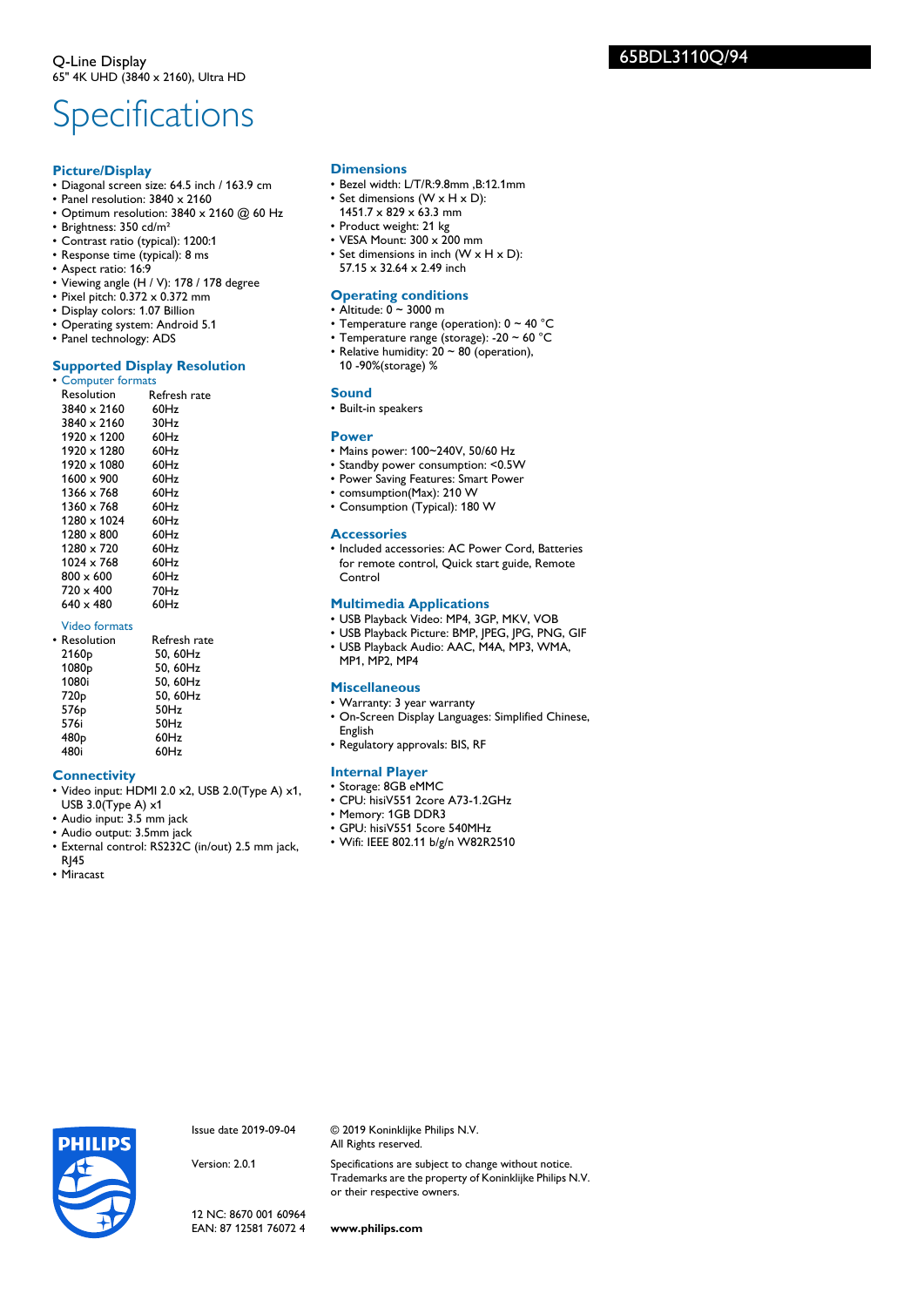65BDL3110Q/94

Q-Line Display
65" 4K UHD (3840 x 2160), Ultra HD

# Specifications

## Picture/Display

- Diagonal screen size: 64.5 inch / 163.9 cm
- Panel resolution: 3840 x 2160
- Optimum resolution: 3840 x 2160 @ 60 Hz
- Brightness: 350 cd/m²
- Contrast ratio (typical): 1200:1
- Response time (typical): 8 ms
- Aspect ratio: 16:9
- Viewing angle (H / V): 178 / 178 degree
- Pixel pitch: 0.372 x 0.372 mm
- Display colors: 1.07 Billion
- Operating system: Android 5.1
- Panel technology: ADS

## Supported Display Resolution

- Computer formats

| Resolution | Refresh rate |
|---|---|
| 3840 x 2160 | 60Hz |
| 3840 x 2160 | 30Hz |
| 1920 x 1200 | 60Hz |
| 1920 x 1280 | 60Hz |
| 1920 x 1080 | 60Hz |
| 1600 x 900 | 60Hz |
| 1366 x 768 | 60Hz |
| 1360 x 768 | 60Hz |
| 1280 x 1024 | 60Hz |
| 1280 x 800 | 60Hz |
| 1280 x 720 | 60Hz |
| 1024 x 768 | 60Hz |
| 800 x 600 | 60Hz |
| 720 x 400 | 70Hz |
| 640 x 480 | 60Hz |

Video formats

| Resolution | Refresh rate |
|---|---|
| 2160p | 50, 60Hz |
| 1080p | 50, 60Hz |
| 1080i | 50, 60Hz |
| 720p | 50, 60Hz |
| 576p | 50Hz |
| 576i | 50Hz |
| 480p | 60Hz |
| 480i | 60Hz |

## Connectivity

- Video input: HDMI 2.0 x2, USB 2.0(Type A) x1, USB 3.0(Type A) x1
- Audio input: 3.5 mm jack
- Audio output: 3.5mm jack
- External control: RS232C (in/out) 2.5 mm jack, RJ45
- Miracast

## Dimensions

- Bezel width: L/T/R:9.8mm ,B:12.1mm
- Set dimensions (W x H x D): 1451.7 x 829 x 63.3 mm
- Product weight: 21 kg
- VESA Mount: 300 x 200 mm
- Set dimensions in inch (W x H x D): 57.15 x 32.64 x 2.49 inch

## Operating conditions

- Altitude: 0 ~ 3000 m
- Temperature range (operation): 0 ~ 40 °C
- Temperature range (storage): -20 ~ 60 °C
- Relative humidity: 20 ~ 80 (operation), 10 -90%(storage) %

## Sound

- Built-in speakers

## Power

- Mains power: 100~240V, 50/60 Hz
- Standby power consumption: <0.5W
- Power Saving Features: Smart Power
- comsumption(Max): 210 W
- Consumption (Typical): 180 W

## Accessories

- Included accessories: AC Power Cord, Batteries for remote control, Quick start guide, Remote Control

## Multimedia Applications

- USB Playback Video: MP4, 3GP, MKV, VOB
- USB Playback Picture: BMP, JPEG, JPG, PNG, GIF
- USB Playback Audio: AAC, M4A, MP3, WMA, MP1, MP2, MP4

## Miscellaneous

- Warranty: 3 year warranty
- On-Screen Display Languages: Simplified Chinese, English
- Regulatory approvals: BIS, RF

## Internal Player

- Storage: 8GB eMMC
- CPU: hisiV551 2core A73-1.2GHz
- Memory: 1GB DDR3
- GPU: hisiV551 5core 540MHz
- Wifi: IEEE 802.11 b/g/n W82R2510

Issue date 2019-09-04

Version: 2.0.1

12 NC: 8670 001 60964
EAN: 87 12581 76072 4

© 2019 Koninklijke Philips N.V.
All Rights reserved.

Specifications are subject to change without notice. Trademarks are the property of Koninklijke Philips N.V. or their respective owners.

www.philips.com